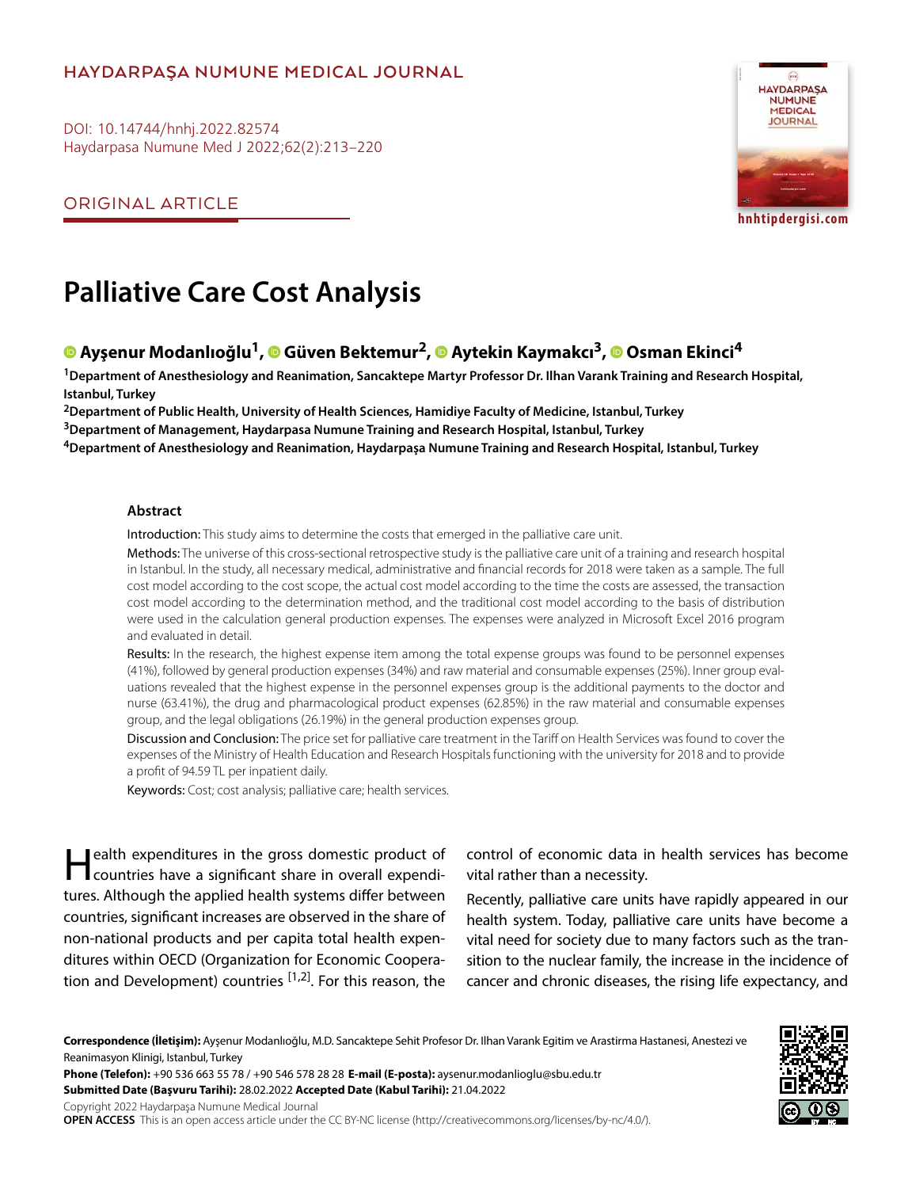HAYDARPAŞA NUMUNE MEDICAL JOURNAL

DOI: 10.14744/hnhj.2022.82574

ORIGINAL ARTICLE

# Palliative Care Cost Analysis

**Ayşenur Modanlıoğlu[1], Güven Bektemur[2], Aytekin Kaymakcı[3], Osman Ekinci[4]**

[1]Department of Anesthesiology and Reanimation, Sancaktepe Martyr Professor Dr. Ilhan Varank Training and Research Hospital, Istanbul, Turkey

[2]Department of Public Health, University of Health Sciences, Hamidiye Faculty of Medicine, Istanbul, Turkey

[3]Department of Management, Haydarpasa Numune Training and Research Hospital, Istanbul, Turkey

[4]Department of Anesthesiology and Reanimation, Haydarpaşa Numune Training and Research Hospital, Istanbul, Turkey

## Abstract

**Introduction:** This study aims to determine the costs that emerged in the palliative care unit.

**Methods:** The universe of this cross-sectional retrospective study is the palliative care unit of a training and research hospital in Istanbul. In the study, all necessary medical, administrative and financial records for 2018 were taken as a sample. The full cost model according to the cost scope, the actual cost model according to the time the costs are assessed, the transaction cost model according to the determination method, and the traditional cost model according to the basis of distribution were used in the calculation general production expenses. The expenses were analyzed in Microsoft Excel 2016 program and evaluated in detail.

**Results:** In the research, the highest expense item among the total expense groups was found to be personnel expenses (41%), followed by general production expenses (34%) and raw material and consumable expenses (25%). Inner group evaluations revealed that the highest expense in the personnel expenses group is the additional payments to the doctor and nurse (63.41%), the drug and pharmacological product expenses (62.85%) in the raw material and consumable expenses group, and the legal obligations (26.19%) in the general production expenses group.

**Discussion and Conclusion:** The price set for palliative care treatment in the Tariff on Health Services was found to cover the expenses of the Ministry of Health Education and Research Hospitals functioning with the university for 2018 and to provide a profit of 94.59 TL per inpatient daily.

**Keywords:** Cost; cost analysis; palliative care; health services.

Health expenditures in the gross domestic product of countries have a significant share in overall expenditures. Although the applied health systems differ between countries, significant increases are observed in the share of non-national products and per capita total health expenditures within OECD (Organization for Economic Cooperation and Development) countries [1,2]. For this reason, the control of economic data in health services has become vital rather than a necessity.

Recently, palliative care units have rapidly appeared in our health system. Today, palliative care units have become a vital need for society due to many factors such as the transition to the nuclear family, the increase in the incidence of cancer and chronic diseases, the rising life expectancy, and

**Correspondence (İletişim):** Ayşenur Modanlıoğlu, M.D. Sancaktepe Sehit Profesor Dr. Ilhan Varank Egitim ve Arastirma Hastanesi, Anestezi ve Reanimasyon Klinigi, Istanbul, Turkey

**Phone (Telefon):** +90 536 663 55 78 / +90 546 578 28 28 **E-mail (E-posta):** aysenur.modanlioglu@sbu.edu.tr

**Submitted Date (Başvuru Tarihi):** 28.02.2022 **Accepted Date (Kabul Tarihi):** 21.04.2022

Copyright 2022 Haydarpaşa Numune Medical Journal

**OPEN ACCESS** This is an open access article under the CC BY-NC license (http://creativecommons.org/licenses/by-nc/4.0/).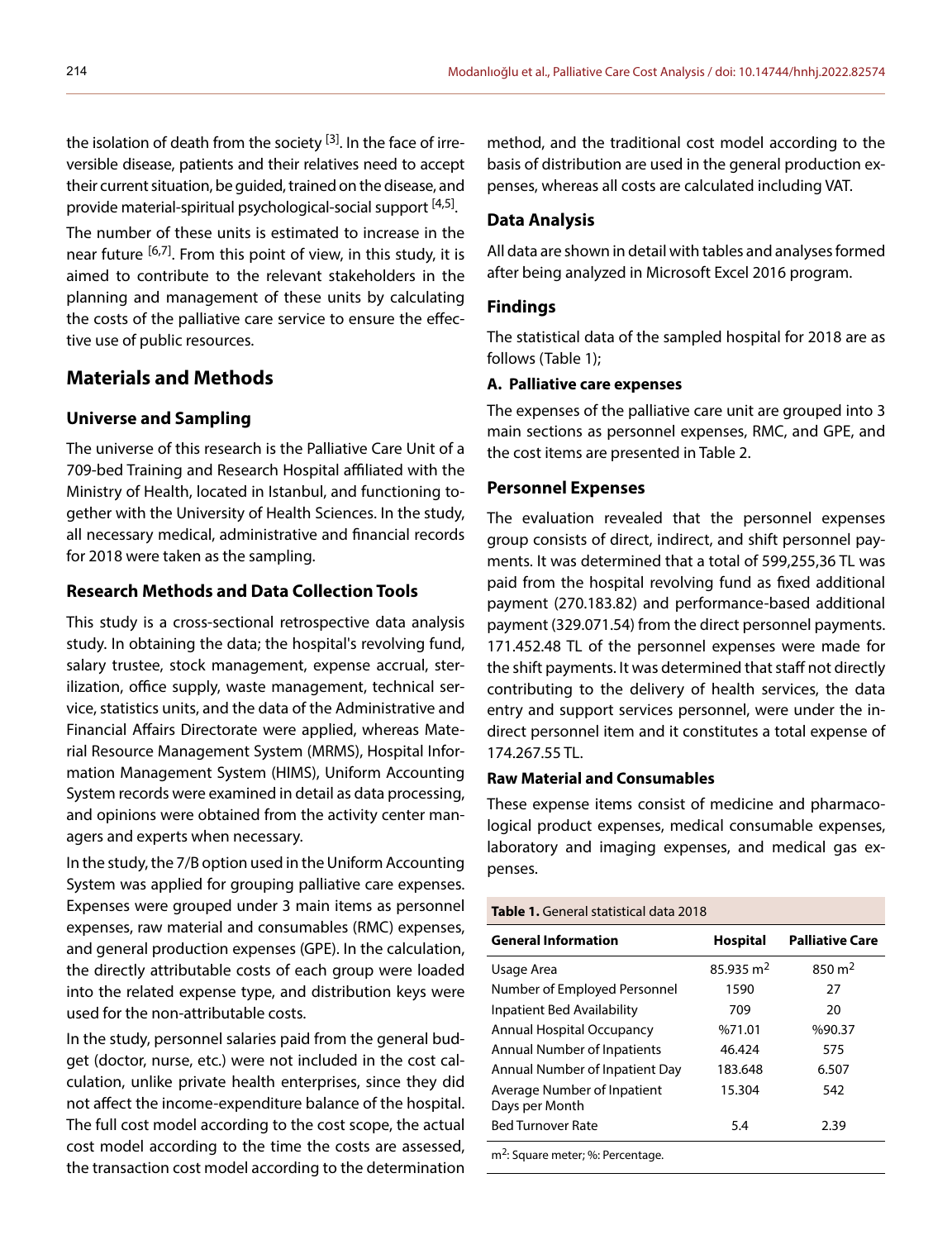the isolation of death from the society [3]. In the face of irreversible disease, patients and their relatives need to accept their current situation, be guided, trained on the disease, and provide material-spiritual psychological-social support [4,5].

The number of these units is estimated to increase in the near future [6,7]. From this point of view, in this study, it is aimed to contribute to the relevant stakeholders in the planning and management of these units by calculating the costs of the palliative care service to ensure the effective use of public resources.

## Materials and Methods

### Universe and Sampling

The universe of this research is the Palliative Care Unit of a 709-bed Training and Research Hospital affiliated with the Ministry of Health, located in Istanbul, and functioning together with the University of Health Sciences. In the study, all necessary medical, administrative and financial records for 2018 were taken as the sampling.

### Research Methods and Data Collection Tools

This study is a cross-sectional retrospective data analysis study. In obtaining the data; the hospital's revolving fund, salary trustee, stock management, expense accrual, sterilization, office supply, waste management, technical service, statistics units, and the data of the Administrative and Financial Affairs Directorate were applied, whereas Material Resource Management System (MRMS), Hospital Information Management System (HIMS), Uniform Accounting System records were examined in detail as data processing, and opinions were obtained from the activity center managers and experts when necessary.

In the study, the 7/B option used in the Uniform Accounting System was applied for grouping palliative care expenses. Expenses were grouped under 3 main items as personnel expenses, raw material and consumables (RMC) expenses, and general production expenses (GPE). In the calculation, the directly attributable costs of each group were loaded into the related expense type, and distribution keys were used for the non-attributable costs.

In the study, personnel salaries paid from the general budget (doctor, nurse, etc.) were not included in the cost calculation, unlike private health enterprises, since they did not affect the income-expenditure balance of the hospital. The full cost model according to the cost scope, the actual cost model according to the time the costs are assessed, the transaction cost model according to the determination method, and the traditional cost model according to the basis of distribution are used in the general production expenses, whereas all costs are calculated including VAT.

### Data Analysis

All data are shown in detail with tables and analyses formed after being analyzed in Microsoft Excel 2016 program.

### Findings

The statistical data of the sampled hospital for 2018 are as follows (Table 1);

#### A. Palliative care expenses

The expenses of the palliative care unit are grouped into 3 main sections as personnel expenses, RMC, and GPE, and the cost items are presented in Table 2.

### Personnel Expenses

The evaluation revealed that the personnel expenses group consists of direct, indirect, and shift personnel payments. It was determined that a total of 599,255,36 TL was paid from the hospital revolving fund as fixed additional payment (270.183.82) and performance-based additional payment (329.071.54) from the direct personnel payments. 171.452.48 TL of the personnel expenses were made for the shift payments. It was determined that staff not directly contributing to the delivery of health services, the data entry and support services personnel, were under the indirect personnel item and it constitutes a total expense of 174.267.55 TL.

#### Raw Material and Consumables

These expense items consist of medicine and pharmacological product expenses, medical consumable expenses, laboratory and imaging expenses, and medical gas expenses.

**Table 1.** General statistical data 2018

| General Information | Hospital | Palliative Care |
|---|---|---|
| Usage Area | 85.935 $m^2$ | 850 $m^2$ |
| Number of Employed Personnel | 1590 | 27 |
| Inpatient Bed Availability | 709 | 20 |
| Annual Hospital Occupancy | %71.01 | %90.37 |
| Annual Number of Inpatients | 46.424 | 575 |
| Annual Number of Inpatient Day | 183.648 | 6.507 |
| Average Number of Inpatient Days per Month | 15.304 | 542 |
| Bed Turnover Rate | 5.4 | 2.39 |

$m^2$: Square meter; %: Percentage.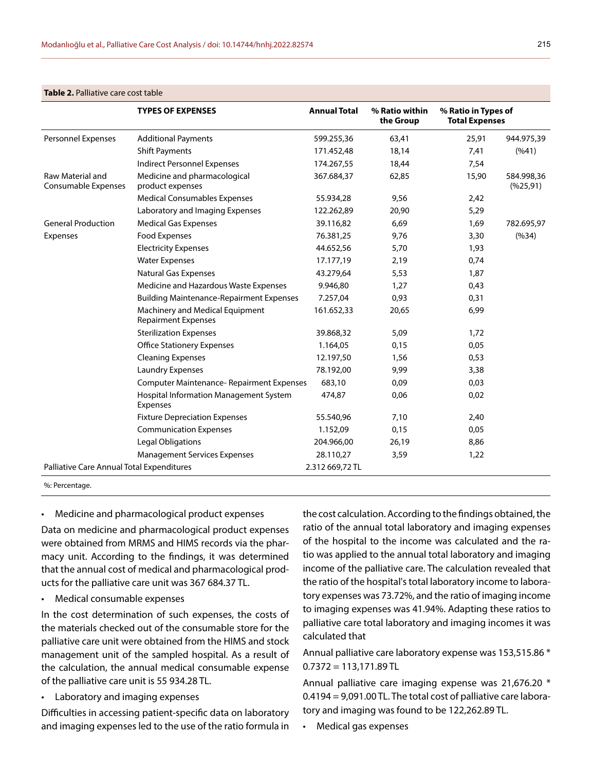**Table 2.** Palliative care cost table

| | TYPES OF EXPENSES | Annual Total | % Ratio within the Group | % Ratio in Types of Total Expenses | |
|---|---|---|---|---|---|
| Personnel Expenses | Additional Payments | 599.255,36 | 63,41 | 25,91 | 944.975,39 |
| | Shift Payments | 171.452,48 | 18,14 | 7,41 | (%41) |
| | Indirect Personnel Expenses | 174.267,55 | 18,44 | 7,54 | |
| Raw Material and Consumable Expenses | Medicine and pharmacological product expenses | 367.684,37 | 62,85 | 15,90 | 584.998,36 (%25,91) |
| | Medical Consumables Expenses | 55.934,28 | 9,56 | 2,42 | |
| | Laboratory and Imaging Expenses | 122.262,89 | 20,90 | 5,29 | |
| General Production Expenses | Medical Gas Expenses | 39.116,82 | 6,69 | 1,69 | 782.695,97 |
| | Food Expenses | 76.381,25 | 9,76 | 3,30 | (%34) |
| | Electricity Expenses | 44.652,56 | 5,70 | 1,93 | |
| | Water Expenses | 17.177,19 | 2,19 | 0,74 | |
| | Natural Gas Expenses | 43.279,64 | 5,53 | 1,87 | |
| | Medicine and Hazardous Waste Expenses | 9.946,80 | 1,27 | 0,43 | |
| | Building Maintenance-Repairment Expenses | 7.257,04 | 0,93 | 0,31 | |
| | Machinery and Medical Equipment Repairment Expenses | 161.652,33 | 20,65 | 6,99 | |
| | Sterilization Expenses | 39.868,32 | 5,09 | 1,72 | |
| | Office Stationery Expenses | 1.164,05 | 0,15 | 0,05 | |
| | Cleaning Expenses | 12.197,50 | 1,56 | 0,53 | |
| | Laundry Expenses | 78.192,00 | 9,99 | 3,38 | |
| | Computer Maintenance- Repairment Expenses | 683,10 | 0,09 | 0,03 | |
| | Hospital Information Management System Expenses | 474,87 | 0,06 | 0,02 | |
| | Fixture Depreciation Expenses | 55.540,96 | 7,10 | 2,40 | |
| | Communication Expenses | 1.152,09 | 0,15 | 0,05 | |
| | Legal Obligations | 204.966,00 | 26,19 | 8,86 | |
| | Management Services Expenses | 28.110,27 | 3,59 | 1,22 | |
| Palliative Care Annual Total Expenditures | | 2.312 669,72 TL | | | |

%: Percentage.

- Medicine and pharmacological product expenses

Data on medicine and pharmacological product expenses were obtained from MRMS and HIMS records via the pharmacy unit. According to the findings, it was determined that the annual cost of medical and pharmacological products for the palliative care unit was 367 684.37 TL.

- Medical consumable expenses

In the cost determination of such expenses, the costs of the materials checked out of the consumable store for the palliative care unit were obtained from the HIMS and stock management unit of the sampled hospital. As a result of the calculation, the annual medical consumable expense of the palliative care unit is 55 934.28 TL.

- Laboratory and imaging expenses

Difficulties in accessing patient-specific data on laboratory and imaging expenses led to the use of the ratio formula in the cost calculation. According to the findings obtained, the ratio of the annual total laboratory and imaging expenses of the hospital to the income was calculated and the ratio was applied to the annual total laboratory and imaging income of the palliative care. The calculation revealed that the ratio of the hospital's total laboratory income to laboratory expenses was 73.72%, and the ratio of imaging income to imaging expenses was 41.94%. Adapting these ratios to palliative care total laboratory and imaging incomes it was calculated that

Annual palliative care laboratory expense was 153,515.86 * 0.7372 = 113,171.89 TL

Annual palliative care imaging expense was 21,676.20 * 0.4194 = 9,091.00 TL. The total cost of palliative care laboratory and imaging was found to be 122,262.89 TL.

- Medical gas expenses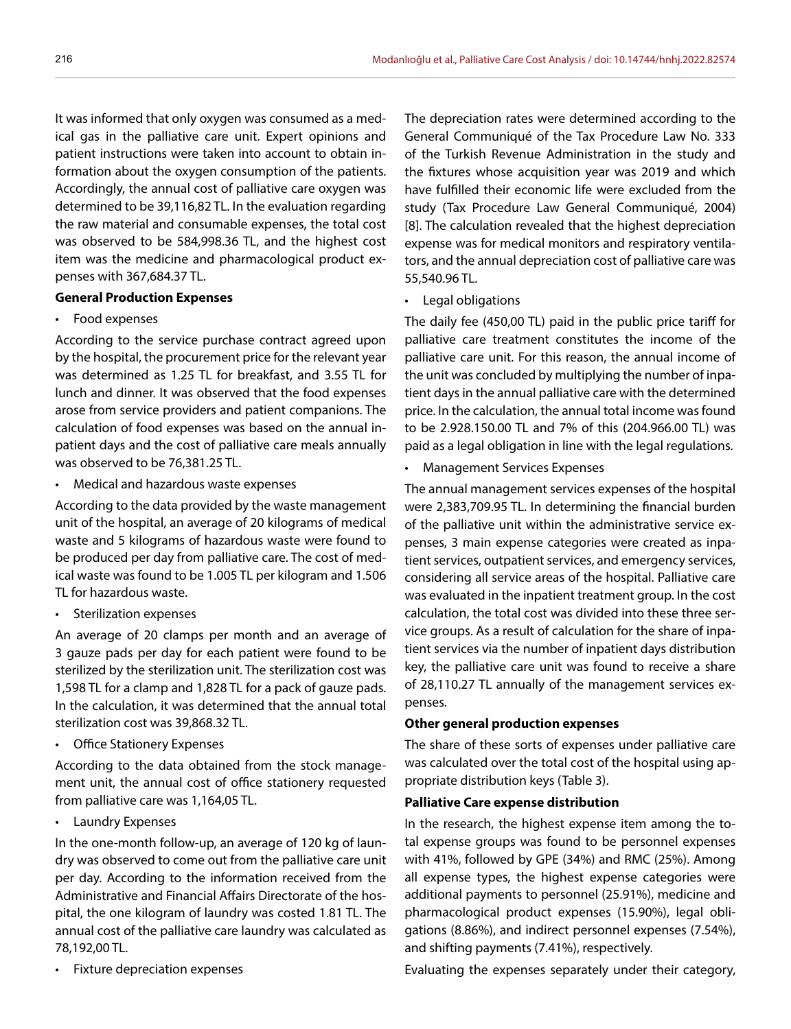It was informed that only oxygen was consumed as a medical gas in the palliative care unit. Expert opinions and patient instructions were taken into account to obtain information about the oxygen consumption of the patients. Accordingly, the annual cost of palliative care oxygen was determined to be 39,116,82 TL. In the evaluation regarding the raw material and consumable expenses, the total cost was observed to be 584,998.36 TL, and the highest cost item was the medicine and pharmacological product expenses with 367,684.37 TL.

**General Production Expenses**

- Food expenses

According to the service purchase contract agreed upon by the hospital, the procurement price for the relevant year was determined as 1.25 TL for breakfast, and 3.55 TL for lunch and dinner. It was observed that the food expenses arose from service providers and patient companions. The calculation of food expenses was based on the annual inpatient days and the cost of palliative care meals annually was observed to be 76,381.25 TL.

- Medical and hazardous waste expenses

According to the data provided by the waste management unit of the hospital, an average of 20 kilograms of medical waste and 5 kilograms of hazardous waste were found to be produced per day from palliative care. The cost of medical waste was found to be 1.005 TL per kilogram and 1.506 TL for hazardous waste.

- Sterilization expenses

An average of 20 clamps per month and an average of 3 gauze pads per day for each patient were found to be sterilized by the sterilization unit. The sterilization cost was 1,598 TL for a clamp and 1,828 TL for a pack of gauze pads. In the calculation, it was determined that the annual total sterilization cost was 39,868.32 TL.

- Office Stationery Expenses

According to the data obtained from the stock management unit, the annual cost of office stationery requested from palliative care was 1,164,05 TL.

- Laundry Expenses

In the one-month follow-up, an average of 120 kg of laundry was observed to come out from the palliative care unit per day. According to the information received from the Administrative and Financial Affairs Directorate of the hospital, the one kilogram of laundry was costed 1.81 TL. The annual cost of the palliative care laundry was calculated as 78,192,00 TL.

- Fixture depreciation expenses

The depreciation rates were determined according to the General Communiqué of the Tax Procedure Law No. 333 of the Turkish Revenue Administration in the study and the fixtures whose acquisition year was 2019 and which have fulfilled their economic life were excluded from the study (Tax Procedure Law General Communiqué, 2004) [8]. The calculation revealed that the highest depreciation expense was for medical monitors and respiratory ventilators, and the annual depreciation cost of palliative care was 55,540.96 TL.

- Legal obligations

The daily fee (450,00 TL) paid in the public price tariff for palliative care treatment constitutes the income of the palliative care unit. For this reason, the annual income of the unit was concluded by multiplying the number of inpatient days in the annual palliative care with the determined price. In the calculation, the annual total income was found to be 2.928.150.00 TL and 7% of this (204.966.00 TL) was paid as a legal obligation in line with the legal regulations.

- Management Services Expenses

The annual management services expenses of the hospital were 2,383,709.95 TL. In determining the financial burden of the palliative unit within the administrative service expenses, 3 main expense categories were created as inpatient services, outpatient services, and emergency services, considering all service areas of the hospital. Palliative care was evaluated in the inpatient treatment group. In the cost calculation, the total cost was divided into these three service groups. As a result of calculation for the share of inpatient services via the number of inpatient days distribution key, the palliative care unit was found to receive a share of 28,110.27 TL annually of the management services expenses.

**Other general production expenses**

The share of these sorts of expenses under palliative care was calculated over the total cost of the hospital using appropriate distribution keys (Table 3).

**Palliative Care expense distribution**

In the research, the highest expense item among the total expense groups was found to be personnel expenses with 41%, followed by GPE (34%) and RMC (25%). Among all expense types, the highest expense categories were additional payments to personnel (25.91%), medicine and pharmacological product expenses (15.90%), legal obligations (8.86%), and indirect personnel expenses (7.54%), and shifting payments (7.41%), respectively.

Evaluating the expenses separately under their category,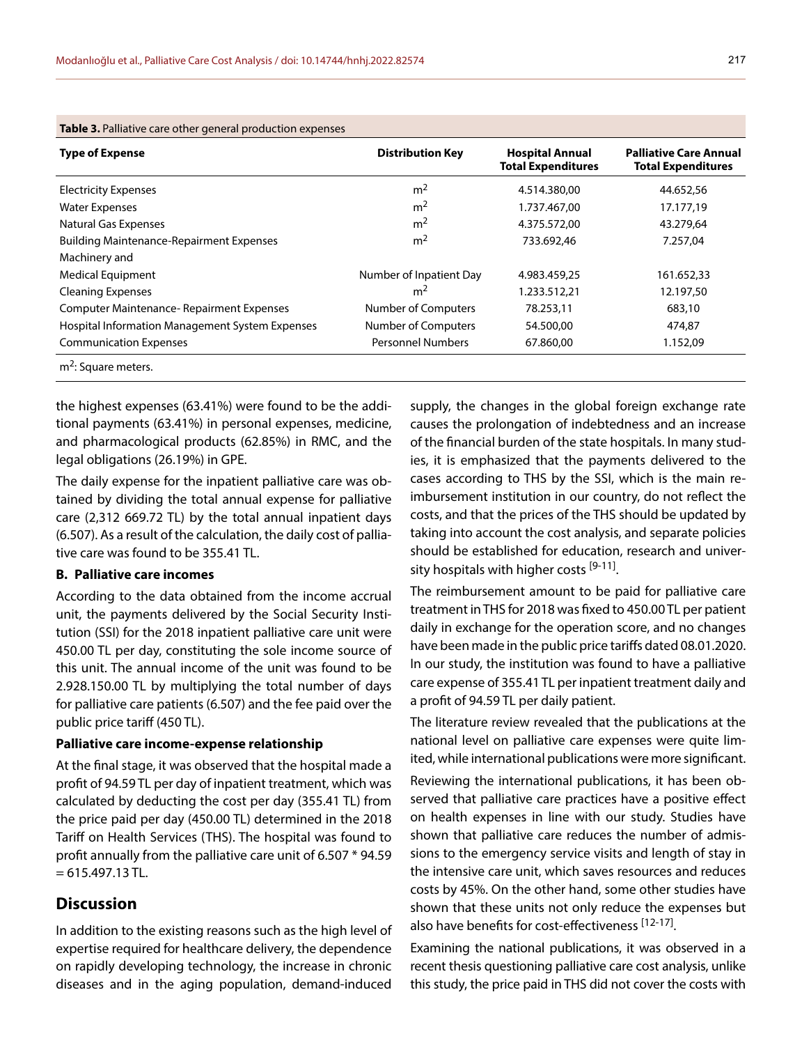**Table 3.** Palliative care other general production expenses

| Type of Expense | Distribution Key | Hospital Annual Total Expenditures | Palliative Care Annual Total Expenditures |
|---|---|---|---|
| Electricity Expenses | $m^2$ | 4.514.380,00 | 44.652,56 |
| Water Expenses | $m^2$ | 1.737.467,00 | 17.177,19 |
| Natural Gas Expenses | $m^2$ | 4.375.572,00 | 43.279,64 |
| Building Maintenance-Repairment Expenses | $m^2$ | 733.692,46 | 7.257,04 |
| Machinery and Medical Equipment | Number of Inpatient Day | 4.983.459,25 | 161.652,33 |
| Cleaning Expenses | $m^2$ | 1.233.512,21 | 12.197,50 |
| Computer Maintenance- Repairment Expenses | Number of Computers | 78.253,11 | 683,10 |
| Hospital Information Management System Expenses | Number of Computers | 54.500,00 | 474,87 |
| Communication Expenses | Personnel Numbers | 67.860,00 | 1.152,09 |

$m^2$: Square meters.

the highest expenses (63.41%) were found to be the additional payments (63.41%) in personal expenses, medicine, and pharmacological products (62.85%) in RMC, and the legal obligations (26.19%) in GPE.

The daily expense for the inpatient palliative care was obtained by dividing the total annual expense for palliative care (2,312 669.72 TL) by the total annual inpatient days (6.507). As a result of the calculation, the daily cost of palliative care was found to be 355.41 TL.

### B. Palliative care incomes

According to the data obtained from the income accrual unit, the payments delivered by the Social Security Institution (SSI) for the 2018 inpatient palliative care unit were 450.00 TL per day, constituting the sole income source of this unit. The annual income of the unit was found to be 2.928.150.00 TL by multiplying the total number of days for palliative care patients (6.507) and the fee paid over the public price tariff (450 TL).

### Palliative care income-expense relationship

At the final stage, it was observed that the hospital made a profit of 94.59 TL per day of inpatient treatment, which was calculated by deducting the cost per day (355.41 TL) from the price paid per day (450.00 TL) determined in the 2018 Tariff on Health Services (THS). The hospital was found to profit annually from the palliative care unit of 6.507 * 94.59 = 615.497.13 TL.

## Discussion

In addition to the existing reasons such as the high level of expertise required for healthcare delivery, the dependence on rapidly developing technology, the increase in chronic diseases and in the aging population, demand-induced supply, the changes in the global foreign exchange rate causes the prolongation of indebtedness and an increase of the financial burden of the state hospitals. In many studies, it is emphasized that the payments delivered to the cases according to THS by the SSI, which is the main reimbursement institution in our country, do not reflect the costs, and that the prices of the THS should be updated by taking into account the cost analysis, and separate policies should be established for education, research and university hospitals with higher costs [9-11].

The reimbursement amount to be paid for palliative care treatment in THS for 2018 was fixed to 450.00 TL per patient daily in exchange for the operation score, and no changes have been made in the public price tariffs dated 08.01.2020. In our study, the institution was found to have a palliative care expense of 355.41 TL per inpatient treatment daily and a profit of 94.59 TL per daily patient.

The literature review revealed that the publications at the national level on palliative care expenses were quite limited, while international publications were more significant.

Reviewing the international publications, it has been observed that palliative care practices have a positive effect on health expenses in line with our study. Studies have shown that palliative care reduces the number of admissions to the emergency service visits and length of stay in the intensive care unit, which saves resources and reduces costs by 45%. On the other hand, some other studies have shown that these units not only reduce the expenses but also have benefits for cost-effectiveness [12-17].

Examining the national publications, it was observed in a recent thesis questioning palliative care cost analysis, unlike this study, the price paid in THS did not cover the costs with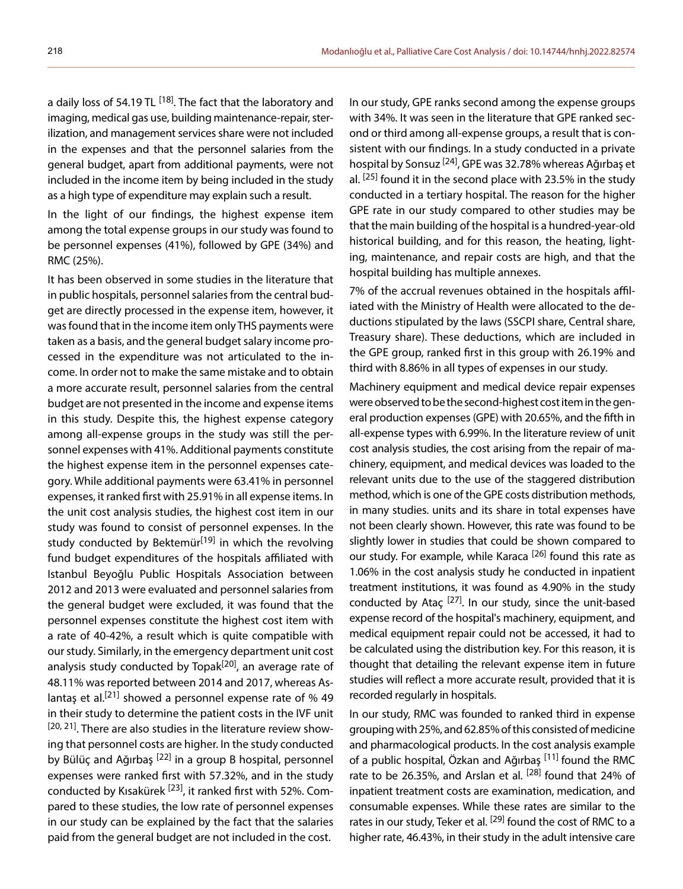a daily loss of 54.19 TL [18]. The fact that the laboratory and imaging, medical gas use, building maintenance-repair, sterilization, and management services share were not included in the expenses and that the personnel salaries from the general budget, apart from additional payments, were not included in the income item by being included in the study as a high type of expenditure may explain such a result.

In the light of our findings, the highest expense item among the total expense groups in our study was found to be personnel expenses (41%), followed by GPE (34%) and RMC (25%).

It has been observed in some studies in the literature that in public hospitals, personnel salaries from the central budget are directly processed in the expense item, however, it was found that in the income item only THS payments were taken as a basis, and the general budget salary income processed in the expenditure was not articulated to the income. In order not to make the same mistake and to obtain a more accurate result, personnel salaries from the central budget are not presented in the income and expense items in this study. Despite this, the highest expense category among all-expense groups in the study was still the personnel expenses with 41%. Additional payments constitute the highest expense item in the personnel expenses category. While additional payments were 63.41% in personnel expenses, it ranked first with 25.91% in all expense items. In the unit cost analysis studies, the highest cost item in our study was found to consist of personnel expenses. In the study conducted by Bektemür[19] in which the revolving fund budget expenditures of the hospitals affiliated with Istanbul Beyoğlu Public Hospitals Association between 2012 and 2013 were evaluated and personnel salaries from the general budget were excluded, it was found that the personnel expenses constitute the highest cost item with a rate of 40-42%, a result which is quite compatible with our study. Similarly, in the emergency department unit cost analysis study conducted by Topak[20], an average rate of 48.11% was reported between 2014 and 2017, whereas Aslantaş et al.[21] showed a personnel expense rate of % 49 in their study to determine the patient costs in the IVF unit [20, 21]. There are also studies in the literature review showing that personnel costs are higher. In the study conducted by Bülüç and Ağırbaş [22] in a group B hospital, personnel expenses were ranked first with 57.32%, and in the study conducted by Kısakürek [23], it ranked first with 52%. Compared to these studies, the low rate of personnel expenses in our study can be explained by the fact that the salaries paid from the general budget are not included in the cost.

In our study, GPE ranks second among the expense groups with 34%. It was seen in the literature that GPE ranked second or third among all-expense groups, a result that is consistent with our findings. In a study conducted in a private hospital by Sonsuz [24], GPE was 32.78% whereas Ağırbaş et al. [25] found it in the second place with 23.5% in the study conducted in a tertiary hospital. The reason for the higher GPE rate in our study compared to other studies may be that the main building of the hospital is a hundred-year-old historical building, and for this reason, the heating, lighting, maintenance, and repair costs are high, and that the hospital building has multiple annexes.

7% of the accrual revenues obtained in the hospitals affiliated with the Ministry of Health were allocated to the deductions stipulated by the laws (SSCPI share, Central share, Treasury share). These deductions, which are included in the GPE group, ranked first in this group with 26.19% and third with 8.86% in all types of expenses in our study.

Machinery equipment and medical device repair expenses were observed to be the second-highest cost item in the general production expenses (GPE) with 20.65%, and the fifth in all-expense types with 6.99%. In the literature review of unit cost analysis studies, the cost arising from the repair of machinery, equipment, and medical devices was loaded to the relevant units due to the use of the staggered distribution method, which is one of the GPE costs distribution methods, in many studies. units and its share in total expenses have not been clearly shown. However, this rate was found to be slightly lower in studies that could be shown compared to our study. For example, while Karaca [26] found this rate as 1.06% in the cost analysis study he conducted in inpatient treatment institutions, it was found as 4.90% in the study conducted by Ataç [27]. In our study, since the unit-based expense record of the hospital's machinery, equipment, and medical equipment repair could not be accessed, it had to be calculated using the distribution key. For this reason, it is thought that detailing the relevant expense item in future studies will reflect a more accurate result, provided that it is recorded regularly in hospitals.

In our study, RMC was founded to ranked third in expense grouping with 25%, and 62.85% of this consisted of medicine and pharmacological products. In the cost analysis example of a public hospital, Özkan and Ağırbaş [11] found the RMC rate to be 26.35%, and Arslan et al. [28] found that 24% of inpatient treatment costs are examination, medication, and consumable expenses. While these rates are similar to the rates in our study, Teker et al. [29] found the cost of RMC to a higher rate, 46.43%, in their study in the adult intensive care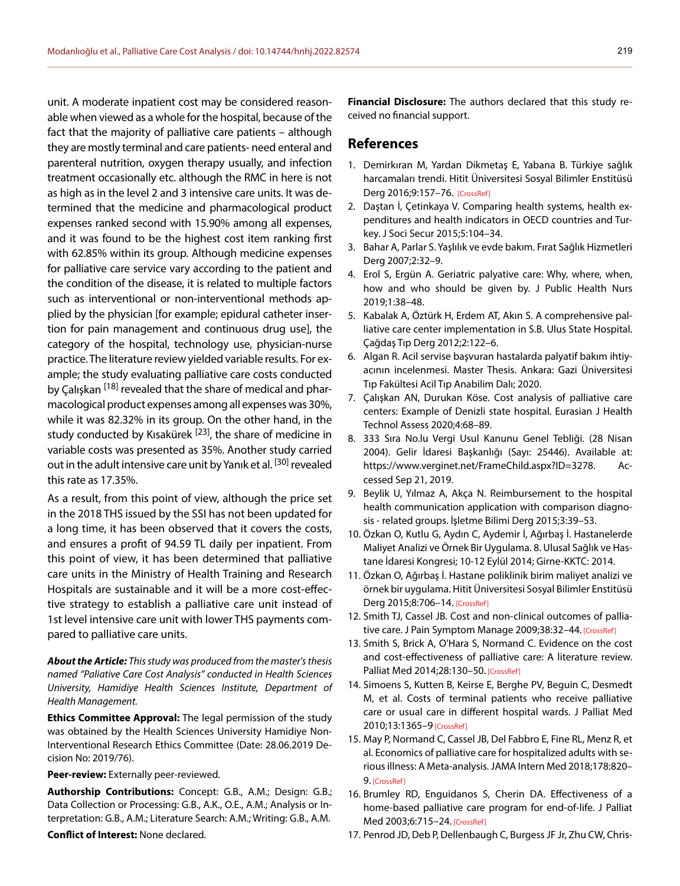unit. A moderate inpatient cost may be considered reasonable when viewed as a whole for the hospital, because of the fact that the majority of palliative care patients – although they are mostly terminal and care patients- need enteral and parenteral nutrition, oxygen therapy usually, and infection treatment occasionally etc. although the RMC in here is not as high as in the level 2 and 3 intensive care units. It was determined that the medicine and pharmacological product expenses ranked second with 15.90% among all expenses, and it was found to be the highest cost item ranking first with 62.85% within its group. Although medicine expenses for palliative care service vary according to the patient and the condition of the disease, it is related to multiple factors such as interventional or non-interventional methods applied by the physician [for example; epidural catheter insertion for pain management and continuous drug use], the category of the hospital, technology use, physician-nurse practice. The literature review yielded variable results. For example; the study evaluating palliative care costs conducted by Çalışkan [18] revealed that the share of medical and pharmacological product expenses among all expenses was 30%, while it was 82.32% in its group. On the other hand, in the study conducted by Kısakürek [23], the share of medicine in variable costs was presented as 35%. Another study carried out in the adult intensive care unit by Yanık et al. [30] revealed this rate as 17.35%.

As a result, from this point of view, although the price set in the 2018 THS issued by the SSI has not been updated for a long time, it has been observed that it covers the costs, and ensures a profit of 94.59 TL daily per inpatient. From this point of view, it has been determined that palliative care units in the Ministry of Health Training and Research Hospitals are sustainable and it will be a more cost-effective strategy to establish a palliative care unit instead of 1st level intensive care unit with lower THS payments compared to palliative care units.

***About the Article:*** *This study was produced from the master's thesis named "Paliative Care Cost Analysis" conducted in Health Sciences University, Hamidiye Health Sciences Institute, Department of Health Management.*

**Ethics Committee Approval:** The legal permission of the study was obtained by the Health Sciences University Hamidiye Non-Interventional Research Ethics Committee (Date: 28.06.2019 Decision No: 2019/76).

**Peer-review:** Externally peer-reviewed.

**Authorship Contributions:** Concept: G.B., A.M.; Design: G.B.; Data Collection or Processing: G.B., A.K., O.E., A.M.; Analysis or Interpretation: G.B., A.M.; Literature Search: A.M.; Writing: G.B., A.M.

**Conflict of Interest:** None declared.

**Financial Disclosure:** The authors declared that this study received no financial support.

## References

1. Demirkıran M, Yardan Dikmetaş E, Yabana B. Türkiye sağlık harcamaları trendi. Hitit Üniversitesi Sosyal Bilimler Enstitüsü Derg 2016;9:157–76. [CrossRef]
2. Daştan İ, Çetinkaya V. Comparing health systems, health expenditures and health indicators in OECD countries and Turkey. J Soci Secur 2015;5:104–34.
3. Bahar A, Parlar S. Yaşlılık ve evde bakım. Fırat Sağlık Hizmetleri Derg 2007;2:32–9.
4. Erol S, Ergün A. Geriatric palyative care: Why, where, when, how and who should be given by. J Public Health Nurs 2019;1:38–48.
5. Kabalak A, Öztürk H, Erdem AT, Akın S. A comprehensive palliative care center implementation in S.B. Ulus State Hospital. Çağdaş Tıp Derg 2012;2:122–6.
6. Algan R. Acil servise başvuran hastalarda palyatif bakım ihtiyacının incelenmesi. Master Thesis. Ankara: Gazi Üniversitesi Tıp Fakültesi Acil Tıp Anabilim Dalı; 2020.
7. Çalışkan AN, Durukan Köse. Cost analysis of palliative care centers: Example of Denizli state hospital. Eurasian J Health Technol Assess 2020;4:68–89.
8. 333 Sıra No.lu Vergi Usul Kanunu Genel Tebliği. (28 Nisan 2004). Gelir İdaresi Başkanlığı (Sayı: 25446). Available at: https://www.verginet.net/FrameChild.aspx?ID=3278. Accessed Sep 21, 2019.
9. Beylik U, Yılmaz A, Akça N. Reimbursement to the hospital health communication application with comparison diagnosis - related groups. İşletme Bilimi Derg 2015;3:39–53.
10. Özkan O, Kutlu G, Aydın C, Aydemir İ, Ağırbaş İ. Hastanelerde Maliyet Analizi ve Örnek Bir Uygulama. 8. Ulusal Sağlık ve Hastane İdaresi Kongresi; 10-12 Eylül 2014; Girne-KKTC: 2014.
11. Özkan O, Ağırbaş İ. Hastane poliklinik birim maliyet analizi ve örnek bir uygulama. Hitit Üniversitesi Sosyal Bilimler Enstitüsü Derg 2015;8:706–14. [CrossRef]
12. Smith TJ, Cassel JB. Cost and non-clinical outcomes of palliative care. J Pain Symptom Manage 2009;38:32–44. [CrossRef]
13. Smith S, Brick A, O'Hara S, Normand C. Evidence on the cost and cost-effectiveness of palliative care: A literature review. Palliat Med 2014;28:130–50. [CrossRef]
14. Simoens S, Kutten B, Keirse E, Berghe PV, Beguin C, Desmedt M, et al. Costs of terminal patients who receive palliative care or usual care in different hospital wards. J Palliat Med 2010;13:1365–9 [CrossRef]
15. May P, Normand C, Cassel JB, Del Fabbro E, Fine RL, Menz R, et al. Economics of palliative care for hospitalized adults with serious illness: A Meta-analysis. JAMA Intern Med 2018;178:820–9. [CrossRef]
16. Brumley RD, Enguidanos S, Cherin DA. Effectiveness of a home-based palliative care program for end-of-life. J Palliat Med 2003;6:715–24. [CrossRef]
17. Penrod JD, Deb P, Dellenbaugh C, Burgess JF Jr, Zhu CW, Chris-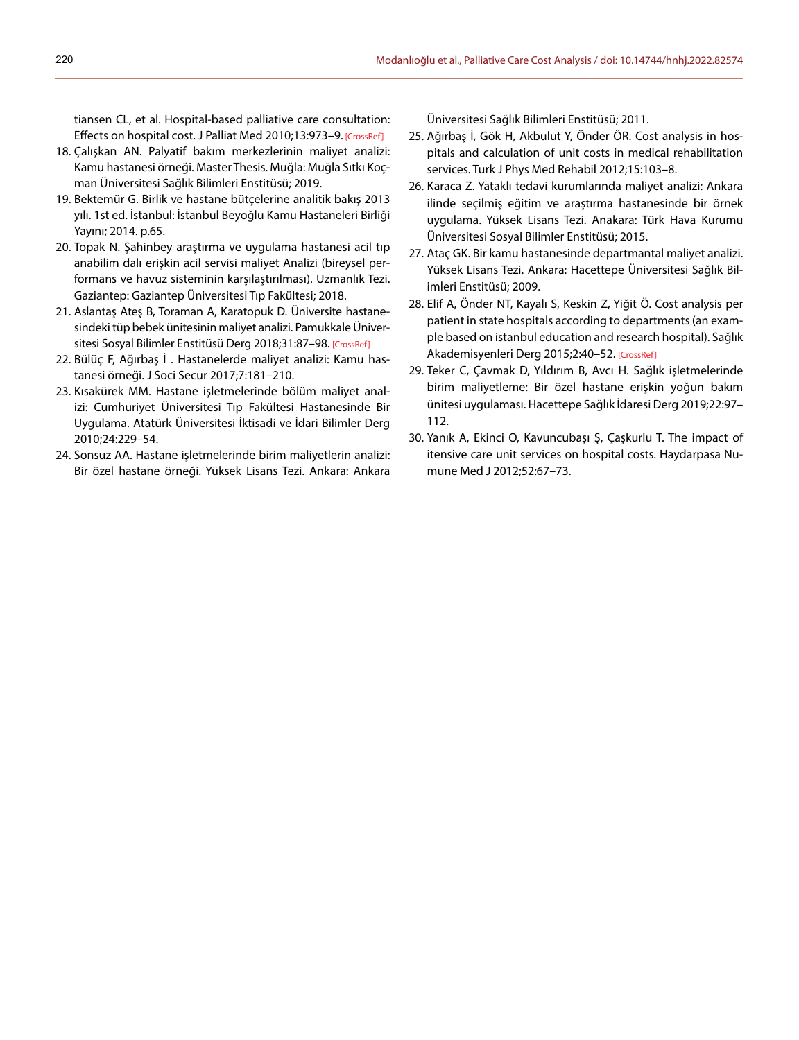tiansen CL, et al. Hospital-based palliative care consultation: Effects on hospital cost. J Palliat Med 2010;13:973–9. [CrossRef]

18. Çalışkan AN. Palyatif bakım merkezlerinin maliyet analizi: Kamu hastanesi örneği. Master Thesis. Muğla: Muğla Sıtkı Koçman Üniversitesi Sağlık Bilimleri Enstitüsü; 2019.
19. Bektemür G. Birlik ve hastane bütçelerine analitik bakış 2013 yılı. 1st ed. İstanbul: İstanbul Beyoğlu Kamu Hastaneleri Birliği Yayını; 2014. p.65.
20. Topak N. Şahinbey araştırma ve uygulama hastanesi acil tıp anabilim dalı erişkin acil servisi maliyet Analizi (bireysel performans ve havuz sisteminin karşılaştırılması). Uzmanlık Tezi. Gaziantep: Gaziantep Üniversitesi Tıp Fakültesi; 2018.
21. Aslantaş Ateş B, Toraman A, Karatopuk D. Üniversite hastanesindeki tüp bebek ünitesinin maliyet analizi. Pamukkale Üniversitesi Sosyal Bilimler Enstitüsü Derg 2018;31:87–98. [CrossRef]
22. Bülüç F, Ağırbaş İ . Hastanelerde maliyet analizi: Kamu hastanesi örneği. J Soci Secur 2017;7:181–210.
23. Kısakürek MM. Hastane işletmelerinde bölüm maliyet analizi: Cumhuriyet Üniversitesi Tıp Fakültesi Hastanesinde Bir Uygulama. Atatürk Üniversitesi İktisadi ve İdari Bilimler Derg 2010;24:229–54.
24. Sonsuz AA. Hastane işletmelerinde birim maliyetlerin analizi: Bir özel hastane örneği. Yüksek Lisans Tezi. Ankara: Ankara Üniversitesi Sağlık Bilimleri Enstitüsü; 2011.
25. Ağırbaş İ, Gök H, Akbulut Y, Önder ÖR. Cost analysis in hospitals and calculation of unit costs in medical rehabilitation services. Turk J Phys Med Rehabil 2012;15:103–8.
26. Karaca Z. Yataklı tedavi kurumlarında maliyet analizi: Ankara ilinde seçilmiş eğitim ve araştırma hastanesinde bir örnek uygulama. Yüksek Lisans Tezi. Anakara: Türk Hava Kurumu Üniversitesi Sosyal Bilimler Enstitüsü; 2015.
27. Ataç GK. Bir kamu hastanesinde departmantal maliyet analizi. Yüksek Lisans Tezi. Ankara: Hacettepe Üniversitesi Sağlık Bilimleri Enstitüsü; 2009.
28. Elif A, Önder NT, Kayalı S, Keskin Z, Yiğit Ö. Cost analysis per patient in state hospitals according to departments (an example based on istanbul education and research hospital). Sağlık Akademisyenleri Derg 2015;2:40–52. [CrossRef]
29. Teker C, Çavmak D, Yıldırım B, Avcı H. Sağlık işletmelerinde birim maliyetleme: Bir özel hastane erişkin yoğun bakım ünitesi uygulaması. Hacettepe Sağlık İdaresi Derg 2019;22:97–112.
30. Yanık A, Ekinci O, Kavuncubaşı Ş, Çaşkurlu T. The impact of itensive care unit services on hospital costs. Haydarpasa Numune Med J 2012;52:67–73.